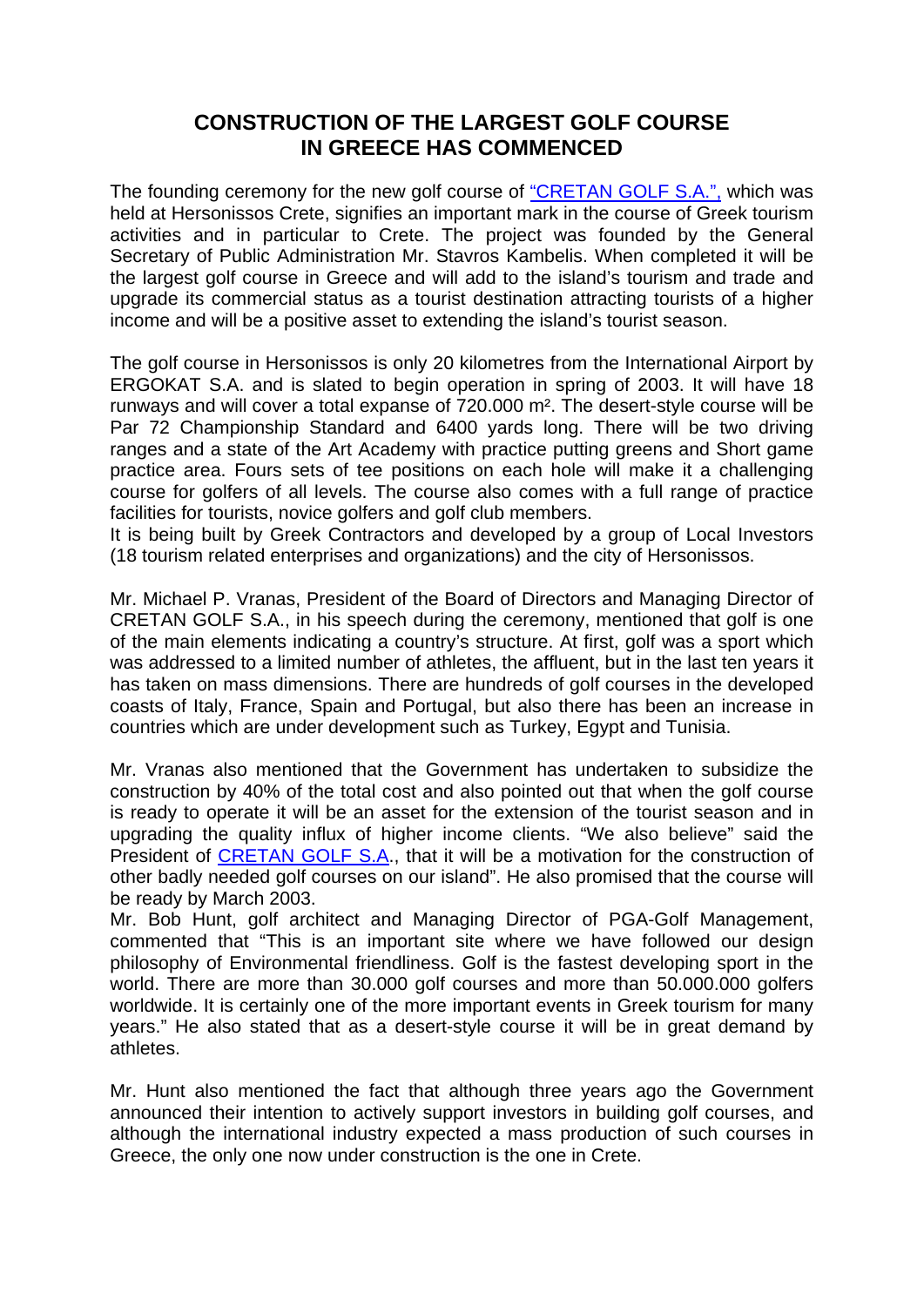# CONSTRUCTION OF THE LARGEST GOLF COURSE IN GREECE HAS COMMENCED

The founding ceremony for the new golf course of "CRETAN GOLF S.A.", which was held at Hersonissos Crete, signifies an important mark in the course of Greek tourism activities and in particular to Crete. The project was founded by the General Secretary of Public Administration Mr. Stavros Kambelis. When completed it will be the largest golf course in Greece and will add to the island's tourism and trade and upgrade its commercial status as a tourist destination attracting tourists of a higher income and will be a positive asset to extending the island's tourist season.

The golf course in Hersonissos is only 20 kilometres from the International Airport by ERGOKAT S.A. and is slated to begin operation in spring of 2003. It will have 18 runways and will cover a total expanse of 720.000 m². The desert-style course will be Par 72 Championship Standard and 6400 yards long. There will be two driving ranges and a state of the Art Academy with practice putting greens and Short game practice area. Fours sets of tee positions on each hole will make it a challenging course for golfers of all levels. The course also comes with a full range of practice facilities for tourists, novice golfers and golf club members.
It is being built by Greek Contractors and developed by a group of Local Investors (18 tourism related enterprises and organizations) and the city of Hersonissos.

Mr. Michael P. Vranas, President of the Board of Directors and Managing Director of CRETAN GOLF S.A., in his speech during the ceremony, mentioned that golf is one of the main elements indicating a country's structure. At first, golf was a sport which was addressed to a limited number of athletes, the affluent, but in the last ten years it has taken on mass dimensions. There are hundreds of golf courses in the developed coasts of Italy, France, Spain and Portugal, but also there has been an increase in countries which are under development such as Turkey, Egypt and Tunisia.

Mr. Vranas also mentioned that the Government has undertaken to subsidize the construction by 40% of the total cost and also pointed out that when the golf course is ready to operate it will be an asset for the extension of the tourist season and in upgrading the quality influx of higher income clients. "We also believe" said the President of CRETAN GOLF S.A., that it will be a motivation for the construction of other badly needed golf courses on our island". He also promised that the course will be ready by March 2003.
Mr. Bob Hunt, golf architect and Managing Director of PGA-Golf Management, commented that "This is an important site where we have followed our design philosophy of Environmental friendliness. Golf is the fastest developing sport in the world. There are more than 30.000 golf courses and more than 50.000.000 golfers worldwide. It is certainly one of the more important events in Greek tourism for many years." He also stated that as a desert-style course it will be in great demand by athletes.

Mr. Hunt also mentioned the fact that although three years ago the Government announced their intention to actively support investors in building golf courses, and although the international industry expected a mass production of such courses in Greece, the only one now under construction is the one in Crete.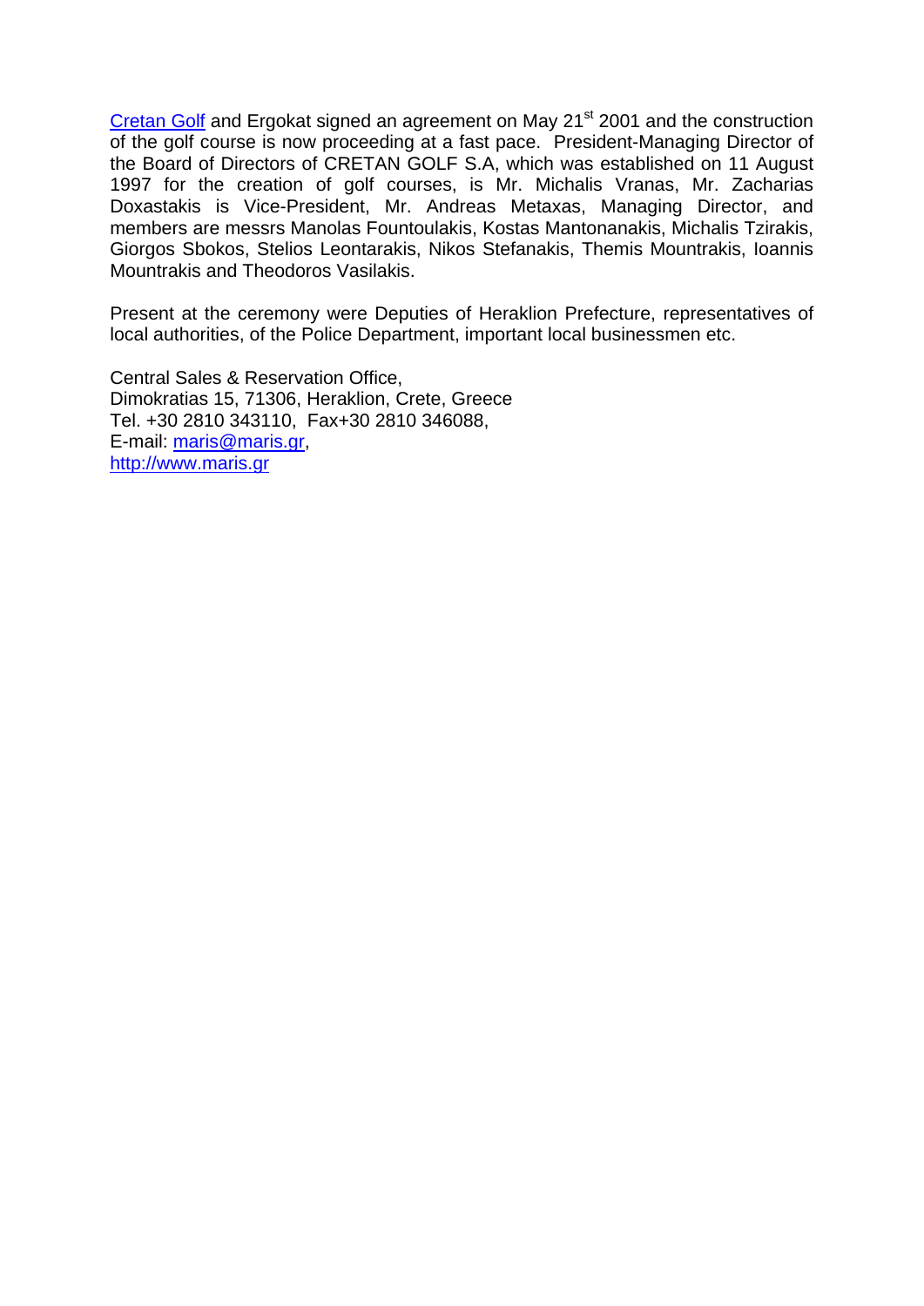Cretan Golf and Ergokat signed an agreement on May 21st 2001 and the construction of the golf course is now proceeding at a fast pace. President-Managing Director of the Board of Directors of CRETAN GOLF S.A, which was established on 11 August 1997 for the creation of golf courses, is Mr. Michalis Vranas, Mr. Zacharias Doxastakis is Vice-President, Mr. Andreas Metaxas, Managing Director, and members are messrs Manolas Fountoulakis, Kostas Mantonanakis, Michalis Tzirakis, Giorgos Sbokos, Stelios Leontarakis, Nikos Stefanakis, Themis Mountrakis, Ioannis Mountrakis and Theodoros Vasilakis.

Present at the ceremony were Deputies of Heraklion Prefecture, representatives of local authorities, of the Police Department, important local businessmen etc.

Central Sales & Reservation Office,  
Dimokratias 15, 71306, Heraklion, Crete, Greece  
Tel. +30 2810 343110, Fax+30 2810 346088,  
E-mail: maris@maris.gr,  
http://www.maris.gr